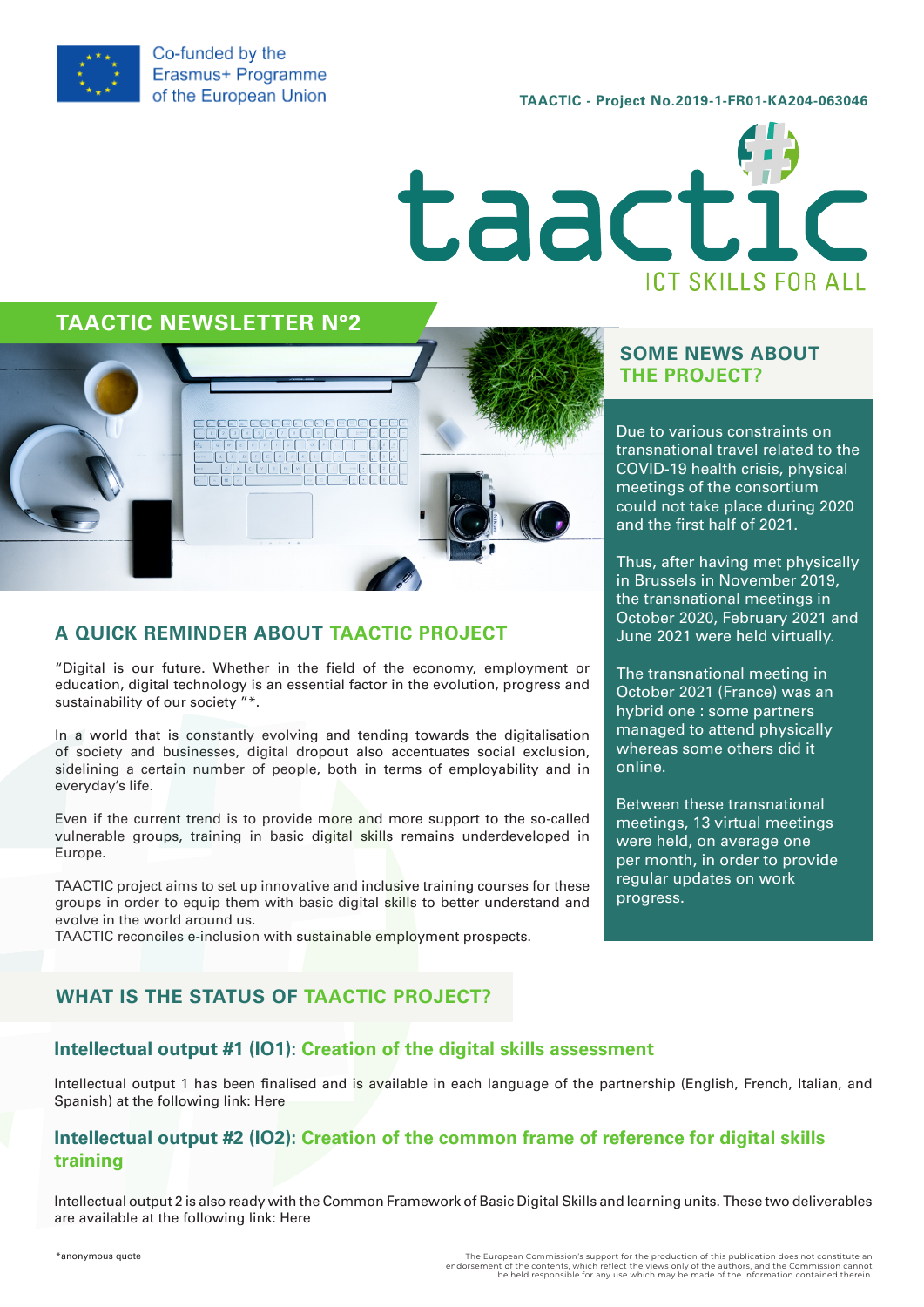Co-funded by the Erasmus+ Programme of the European Union

TAACTIC - Project No.2019-1-FR01-KA204-063046

taactic

ICT SKILLS FOR ALL

# TAACTIC NEWSLETTER N°2

## A QUICK REMINDER ABOUT TAACTIC PROJECT

"Digital is our future. Whether in the field of the economy, employment or education, digital technology is an essential factor in the evolution, progress and sustainability of our society "*.

In a world that is constantly evolving and tending towards the digitalisation of society and businesses, digital dropout also accentuates social exclusion, sidelining a certain number of people, both in terms of employability and in everyday's life.

Even if the current trend is to provide more and more support to the so-called vulnerable groups, training in basic digital skills remains underdeveloped in Europe.

TAACTIC project aims to set up innovative and inclusive training courses for these groups in order to equip them with basic digital skills to better understand and evolve in the world around us.
TAACTIC reconciles e-inclusion with sustainable employment prospects.

## SOME NEWS ABOUT THE PROJECT?

Due to various constraints on transnational travel related to the COVID-19 health crisis, physical meetings of the consortium could not take place during 2020 and the first half of 2021.

Thus, after having met physically in Brussels in November 2019, the transnational meetings in October 2020, February 2021 and June 2021 were held virtually.

The transnational meeting in October 2021 (France) was an hybrid one : some partners managed to attend physically whereas some others did it online.

Between these transnational meetings, 13 virtual meetings were held, on average one per month, in order to provide regular updates on work progress.

## WHAT IS THE STATUS OF TAACTIC PROJECT?

### Intellectual output #1 (IO1): Creation of the digital skills assessment

Intellectual output 1 has been finalised and is available in each language of the partnership (English, French, Italian, and Spanish) at the following link: Here

### Intellectual output #2 (IO2): Creation of the common frame of reference for digital skills training

Intellectual output 2 is also ready with the Common Framework of Basic Digital Skills and learning units. These two deliverables are available at the following link: Here

*anonymous quote

The European Commission's support for the production of this publication does not constitute an endorsement of the contents, which reflect the views only of the authors, and the Commission cannot be held responsible for any use which may be made of the information contained therein.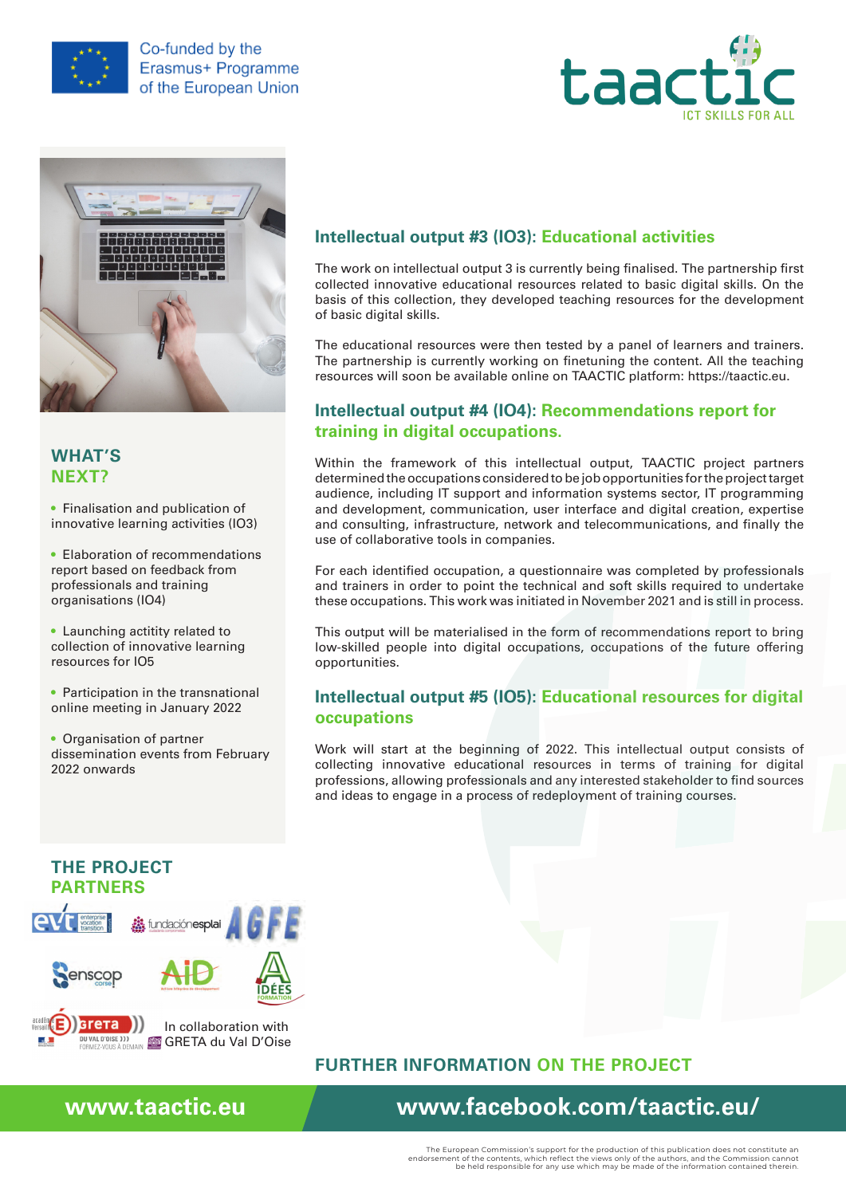Co-funded by the Erasmus+ Programme of the European Union

taactic
ICT SKILLS FOR ALL

## Intellectual output #3 (IO3): Educational activities

The work on intellectual output 3 is currently being finalised. The partnership first collected innovative educational resources related to basic digital skills. On the basis of this collection, they developed teaching resources for the development of basic digital skills.

The educational resources were then tested by a panel of learners and trainers. The partnership is currently working on finetuning the content. All the teaching resources will soon be available online on TAACTIC platform: https://taactic.eu.

## Intellectual output #4 (IO4): Recommendations report for training in digital occupations.

Within the framework of this intellectual output, TAACTIC project partners determined the occupations considered to be job opportunities for the project target audience, including IT support and information systems sector, IT programming and development, communication, user interface and digital creation, expertise and consulting, infrastructure, network and telecommunications, and finally the use of collaborative tools in companies.

For each identified occupation, a questionnaire was completed by professionals and trainers in order to point the technical and soft skills required to undertake these occupations. This work was initiated in November 2021 and is still in process.

This output will be materialised in the form of recommendations report to bring low-skilled people into digital occupations, occupations of the future offering opportunities.

## Intellectual output #5 (IO5): Educational resources for digital occupations

Work will start at the beginning of 2022. This intellectual output consists of collecting innovative educational resources in terms of training for digital professions, allowing professionals and any interested stakeholder to find sources and ideas to engage in a process of redeployment of training courses.

## WHAT'S NEXT?

- Finalisation and publication of innovative learning activities (IO3)
- Elaboration of recommendations report based on feedback from professionals and training organisations (IO4)
- Launching actitity related to collection of innovative learning resources for IO5
- Participation in the transnational online meeting in January 2022
- Organisation of partner dissemination events from February 2022 onwards

## THE PROJECT PARTNERS

evt enterprise vocation transition, fundaciónesplai, AGFE, Censcop corse, AID Actions Intégrées de développement, IDÉES FORMATION, GRETA DU VAL D'OISE FORMEZ-VOUS À DEMAIN

In collaboration with GRETA du Val D'Oise

## FURTHER INFORMATION ON THE PROJECT

www.taactic.eu

www.facebook.com/taactic.eu/

The European Commission's support for the production of this publication does not constitute an endorsement of the contents, which reflect the views only of the authors, and the Commission cannot be held responsible for any use which may be made of the information contained therein.